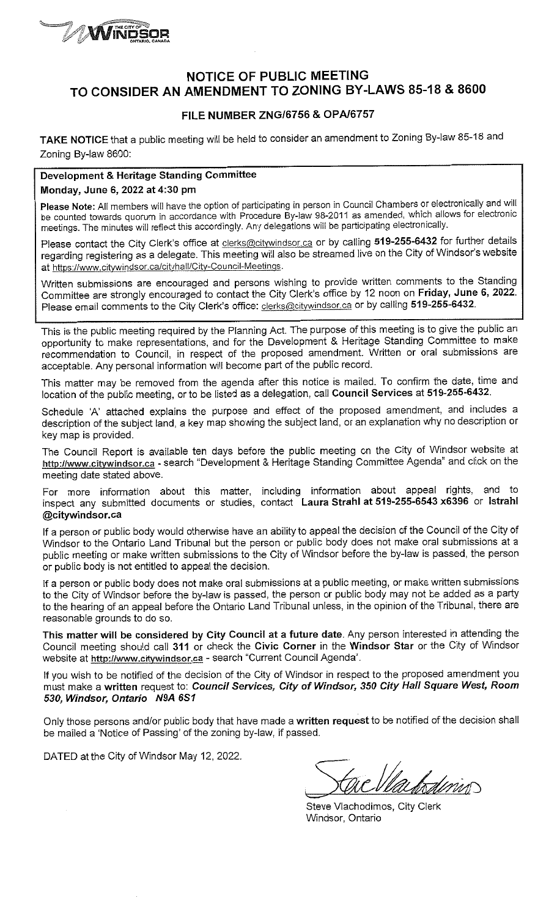# NOTICE OF PUBLIC MEETING TO CONSIDER AN AMENDMENT TO ZONING BY-LAWS 85-18 & 8600

## FILE NUMBER ZNG/6756 & OPA/6757

**TAKE NOTICE** that a public meeting will be held to consider an amendment to Zoning By-law 85-18 and Zoning By-law 8600:

**Development & Heritage Standing Committee**
**Monday, June 6, 2022 at 4:30 pm**

**Please Note:** All members will have the option of participating in person in Council Chambers or electronically and will be counted towards quorum in accordance with Procedure By-law 98-2011 as amended, which allows for electronic meetings. The minutes will reflect this accordingly. Any delegations will be participating electronically.

Please contact the City Clerk's office at clerks@citywindsor.ca or by calling **519-255-6432** for further details regarding registering as a delegate. This meeting will also be streamed live on the City of Windsor's website at https://www.citywindsor.ca/cityhall/City-Council-Meetings.

Written submissions are encouraged and persons wishing to provide written comments to the Standing Committee are strongly encouraged to contact the City Clerk's office by 12 noon on **Friday, June 6, 2022.** Please email comments to the City Clerk's office: clerks@citywindsor.ca or by calling **519-255-6432.**

This is the public meeting required by the Planning Act. The purpose of this meeting is to give the public an opportunity to make representations, and for the Development & Heritage Standing Committee to make recommendation to Council, in respect of the proposed amendment. Written or oral submissions are acceptable. Any personal information will become part of the public record.

This matter may be removed from the agenda after this notice is mailed. To confirm the date, time and location of the public meeting, or to be listed as a delegation, call **Council Services** at **519-255-6432**.

Schedule 'A' attached explains the purpose and effect of the proposed amendment, and includes a description of the subject land, a key map showing the subject land, or an explanation why no description or key map is provided.

The Council Report is available ten days before the public meeting on the City of Windsor website at **http://www.citywindsor.ca** - search "Development & Heritage Standing Committee Agenda" and click on the meeting date stated above.

For more information about this matter, including information about appeal rights, and to inspect any submitted documents or studies, contact **Laura Strahl at 519-255-6543 x6396** or **lstrahl @citywindsor.ca**

If a person or public body would otherwise have an ability to appeal the decision of the Council of the City of Windsor to the Ontario Land Tribunal but the person or public body does not make oral submissions at a public meeting or make written submissions to the City of Windsor before the by-law is passed, the person or public body is not entitled to appeal the decision.

If a person or public body does not make oral submissions at a public meeting, or make written submissions to the City of Windsor before the by-law is passed, the person or public body may not be added as a party to the hearing of an appeal before the Ontario Land Tribunal unless, in the opinion of the Tribunal, there are reasonable grounds to do so.

**This matter will be considered by City Council at a future date**. Any person interested in attending the Council meeting should call **311** or check the **Civic Corner** in the **Windsor Star** or the City of Windsor website at **http://www.citywindsor.ca** - search "Current Council Agenda'.

If you wish to be notified of the decision of the City of Windsor in respect to the proposed amendment you must make a **written** request to: ***Council Services, City of Windsor, 350 City Hall Square West, Room 530, Windsor, Ontario N9A 6S1***

Only those persons and/or public body that have made a **written request** to be notified of the decision shall be mailed a 'Notice of Passing' of the zoning by-law, if passed.

DATED at the City of Windsor May 12, 2022.

Steve Vlachodimos, City Clerk
Windsor, Ontario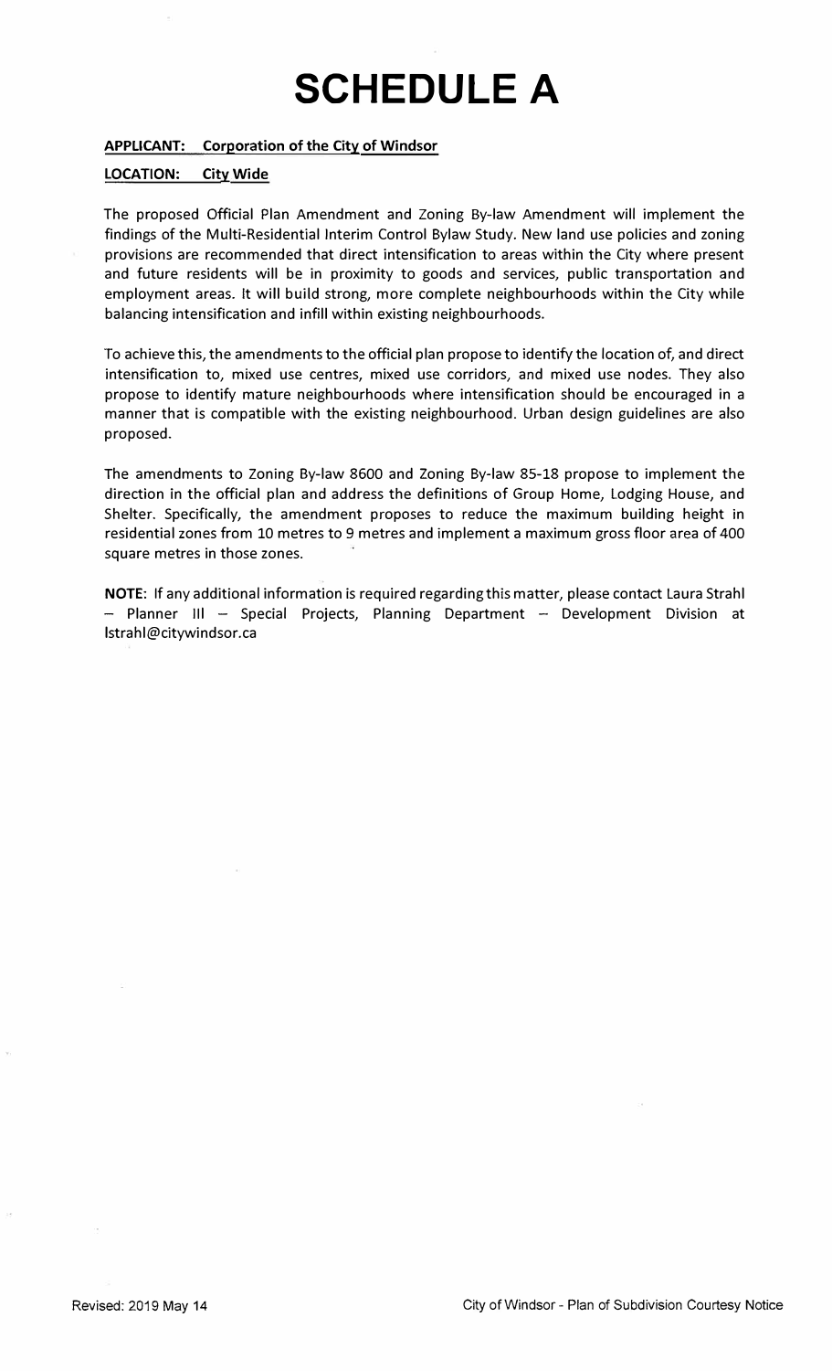# SCHEDULE A

**APPLICANT: Corporation of the City of Windsor**

**LOCATION: City Wide**

The proposed Official Plan Amendment and Zoning By-law Amendment will implement the findings of the Multi-Residential Interim Control Bylaw Study. New land use policies and zoning provisions are recommended that direct intensification to areas within the City where present and future residents will be in proximity to goods and services, public transportation and employment areas. It will build strong, more complete neighbourhoods within the City while balancing intensification and infill within existing neighbourhoods.

To achieve this, the amendments to the official plan propose to identify the location of, and direct intensification to, mixed use centres, mixed use corridors, and mixed use nodes. They also propose to identify mature neighbourhoods where intensification should be encouraged in a manner that is compatible with the existing neighbourhood. Urban design guidelines are also proposed.

The amendments to Zoning By-law 8600 and Zoning By-law 85-18 propose to implement the direction in the official plan and address the definitions of Group Home, Lodging House, and Shelter. Specifically, the amendment proposes to reduce the maximum building height in residential zones from 10 metres to 9 metres and implement a maximum gross floor area of 400 square metres in those zones.

**NOTE:** If any additional information is required regarding this matter, please contact Laura Strahl – Planner III – Special Projects, Planning Department – Development Division at lstrahl@citywindsor.ca

Revised: 2019 May 14

City of Windsor - Plan of Subdivision Courtesy Notice